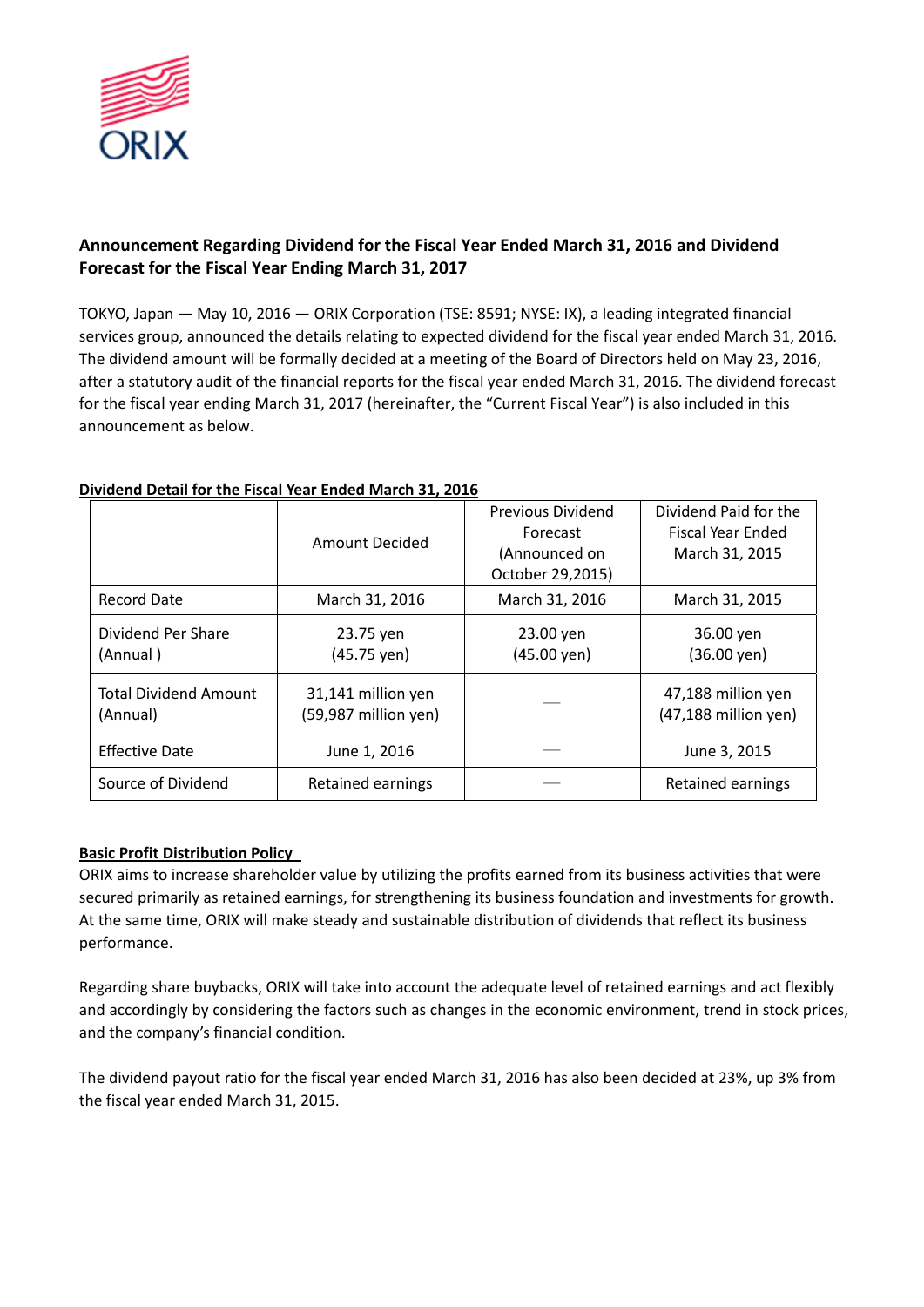ORIX

## Announcement Regarding Dividend for the Fiscal Year Ended March 31, 2016 and Dividend Forecast for the Fiscal Year Ending March 31, 2017

TOKYO, Japan — May 10, 2016 — ORIX Corporation (TSE: 8591; NYSE: IX), a leading integrated financial services group, announced the details relating to expected dividend for the fiscal year ended March 31, 2016. The dividend amount will be formally decided at a meeting of the Board of Directors held on May 23, 2016, after a statutory audit of the financial reports for the fiscal year ended March 31, 2016. The dividend forecast for the fiscal year ending March 31, 2017 (hereinafter, the "Current Fiscal Year") is also included in this announcement as below.

**Dividend Detail for the Fiscal Year Ended March 31, 2016**

| | Amount Decided | Previous Dividend Forecast (Announced on October 29,2015) | Dividend Paid for the Fiscal Year Ended March 31, 2015 |
|---|---|---|---|
| Record Date | March 31, 2016 | March 31, 2016 | March 31, 2015 |
| Dividend Per Share (Annual ) | 23.75 yen (45.75 yen) | 23.00 yen (45.00 yen) | 36.00 yen (36.00 yen) |
| Total Dividend Amount (Annual) | 31,141 million yen (59,987 million yen) | — | 47,188 million yen (47,188 million yen) |
| Effective Date | June 1, 2016 | — | June 3, 2015 |
| Source of Dividend | Retained earnings | — | Retained earnings |

**Basic Profit Distribution Policy**

ORIX aims to increase shareholder value by utilizing the profits earned from its business activities that were secured primarily as retained earnings, for strengthening its business foundation and investments for growth. At the same time, ORIX will make steady and sustainable distribution of dividends that reflect its business performance.

Regarding share buybacks, ORIX will take into account the adequate level of retained earnings and act flexibly and accordingly by considering the factors such as changes in the economic environment, trend in stock prices, and the company's financial condition.

The dividend payout ratio for the fiscal year ended March 31, 2016 has also been decided at 23%, up 3% from the fiscal year ended March 31, 2015.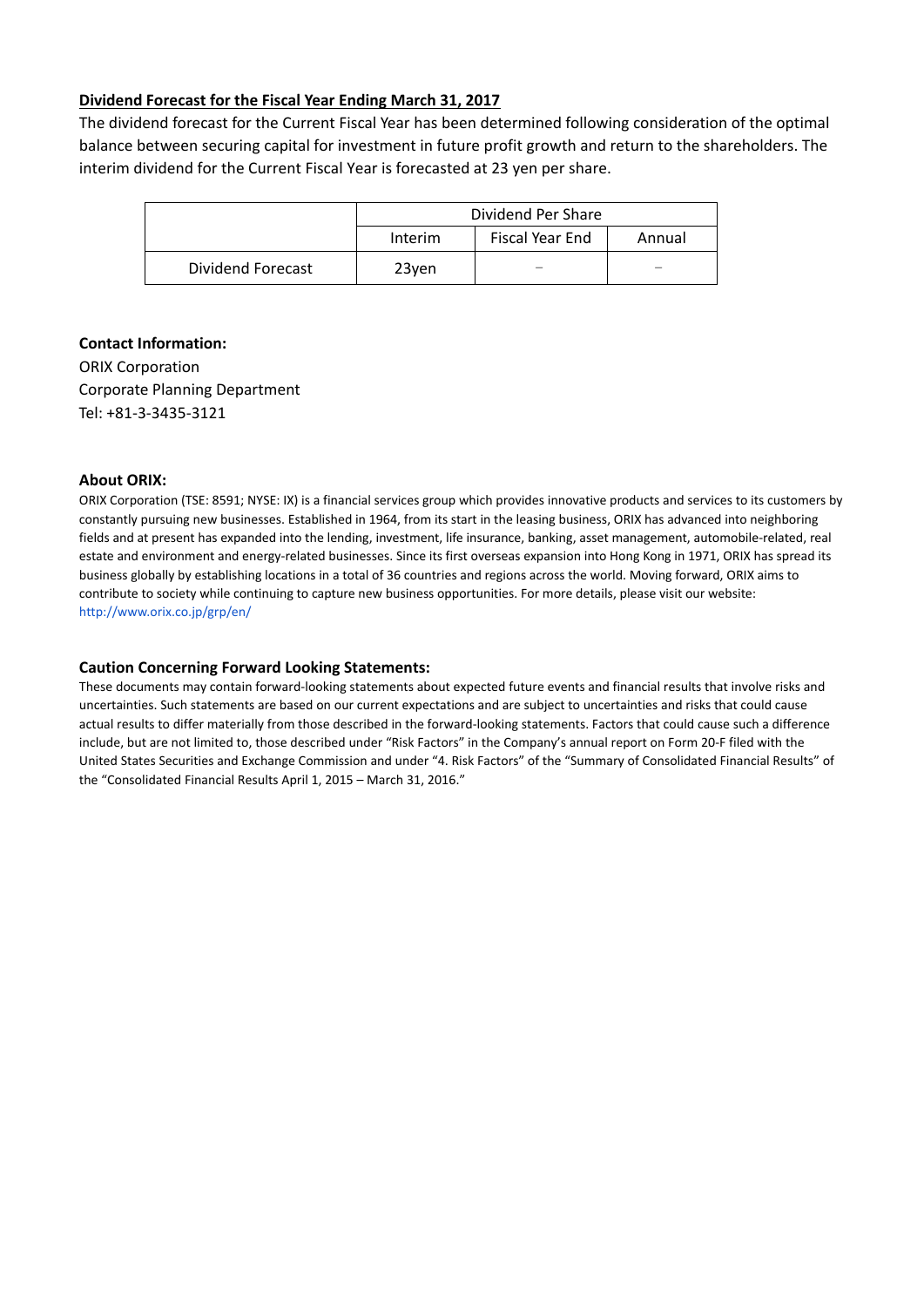**Dividend Forecast for the Fiscal Year Ending March 31, 2017**

The dividend forecast for the Current Fiscal Year has been determined following consideration of the optimal balance between securing capital for investment in future profit growth and return to the shareholders. The interim dividend for the Current Fiscal Year is forecasted at 23 yen per share.

| | Dividend Per Share | | |
|---|---|---|---|
| | Interim | Fiscal Year End | Annual |
| Dividend Forecast | 23yen | – | – |

**Contact Information:**

ORIX Corporation
Corporate Planning Department
Tel: +81-3-3435-3121

**About ORIX:**

ORIX Corporation (TSE: 8591; NYSE: IX) is a financial services group which provides innovative products and services to its customers by constantly pursuing new businesses. Established in 1964, from its start in the leasing business, ORIX has advanced into neighboring fields and at present has expanded into the lending, investment, life insurance, banking, asset management, automobile-related, real estate and environment and energy-related businesses. Since its first overseas expansion into Hong Kong in 1971, ORIX has spread its business globally by establishing locations in a total of 36 countries and regions across the world. Moving forward, ORIX aims to contribute to society while continuing to capture new business opportunities. For more details, please visit our website: http://www.orix.co.jp/grp/en/

**Caution Concerning Forward Looking Statements:**

These documents may contain forward-looking statements about expected future events and financial results that involve risks and uncertainties. Such statements are based on our current expectations and are subject to uncertainties and risks that could cause actual results to differ materially from those described in the forward-looking statements. Factors that could cause such a difference include, but are not limited to, those described under "Risk Factors" in the Company's annual report on Form 20-F filed with the United States Securities and Exchange Commission and under "4. Risk Factors" of the "Summary of Consolidated Financial Results" of the "Consolidated Financial Results April 1, 2015 – March 31, 2016."